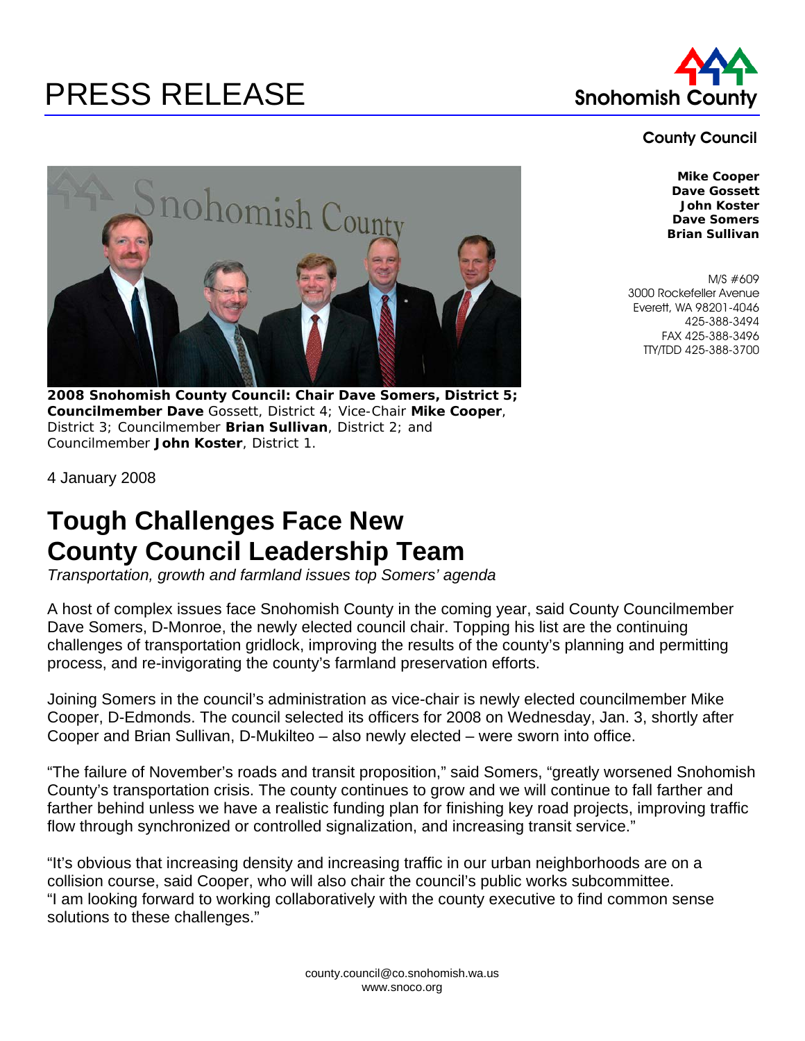# PRESS RELEASE

**Snohomish County**

**County Council**

**Mike Cooper**
**Dave Gossett**
**John Koster**
**Dave Somers**
**Brian Sullivan**

M/S #609
3000 Rockefeller Avenue
Everett, WA 98201-4046
425-388-3494
FAX 425-388-3496
TTY/TDD 425-388-3700

**2008 Snohomish County Council: Chair Dave Somers, District 5; Councilmember Dave** Gossett, District 4; Vice-Chair **Mike Cooper**, District 3; Councilmember **Brian Sullivan**, District 2; and Councilmember **John Koster**, District 1.

4 January 2008

# Tough Challenges Face New County Council Leadership Team

*Transportation, growth and farmland issues top Somers' agenda*

A host of complex issues face Snohomish County in the coming year, said County Councilmember Dave Somers, D-Monroe, the newly elected council chair. Topping his list are the continuing challenges of transportation gridlock, improving the results of the county's planning and permitting process, and re-invigorating the county's farmland preservation efforts.

Joining Somers in the council's administration as vice-chair is newly elected councilmember Mike Cooper, D-Edmonds. The council selected its officers for 2008 on Wednesday, Jan. 3, shortly after Cooper and Brian Sullivan, D-Mukilteo – also newly elected – were sworn into office.

"The failure of November's roads and transit proposition," said Somers, "greatly worsened Snohomish County's transportation crisis. The county continues to grow and we will continue to fall farther and farther behind unless we have a realistic funding plan for finishing key road projects, improving traffic flow through synchronized or controlled signalization, and increasing transit service."

"It's obvious that increasing density and increasing traffic in our urban neighborhoods are on a collision course, said Cooper, who will also chair the council's public works subcommittee. "I am looking forward to working collaboratively with the county executive to find common sense solutions to these challenges."

county.council@co.snohomish.wa.us
www.snoco.org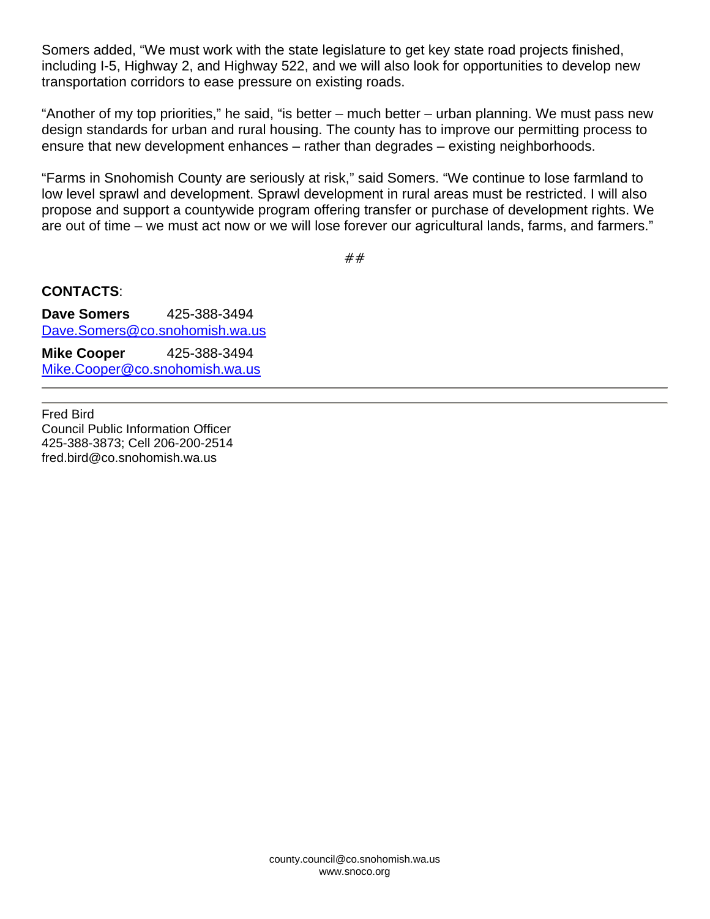Somers added, "We must work with the state legislature to get key state road projects finished, including I-5, Highway 2, and Highway 522, and we will also look for opportunities to develop new transportation corridors to ease pressure on existing roads.

"Another of my top priorities," he said, "is better – much better – urban planning. We must pass new design standards for urban and rural housing. The county has to improve our permitting process to ensure that new development enhances – rather than degrades – existing neighborhoods.

"Farms in Snohomish County are seriously at risk," said Somers. "We continue to lose farmland to low level sprawl and development. Sprawl development in rural areas must be restricted. I will also propose and support a countywide program offering transfer or purchase of development rights. We are out of time – we must act now or we will lose forever our agricultural lands, farms, and farmers."

##

**CONTACTS**:

**Dave Somers** 425-388-3494
Dave.Somers@co.snohomish.wa.us

**Mike Cooper** 425-388-3494
Mike.Cooper@co.snohomish.wa.us

---

Fred Bird
Council Public Information Officer
425-388-3873; Cell 206-200-2514
fred.bird@co.snohomish.wa.us

county.council@co.snohomish.wa.us
www.snoco.org